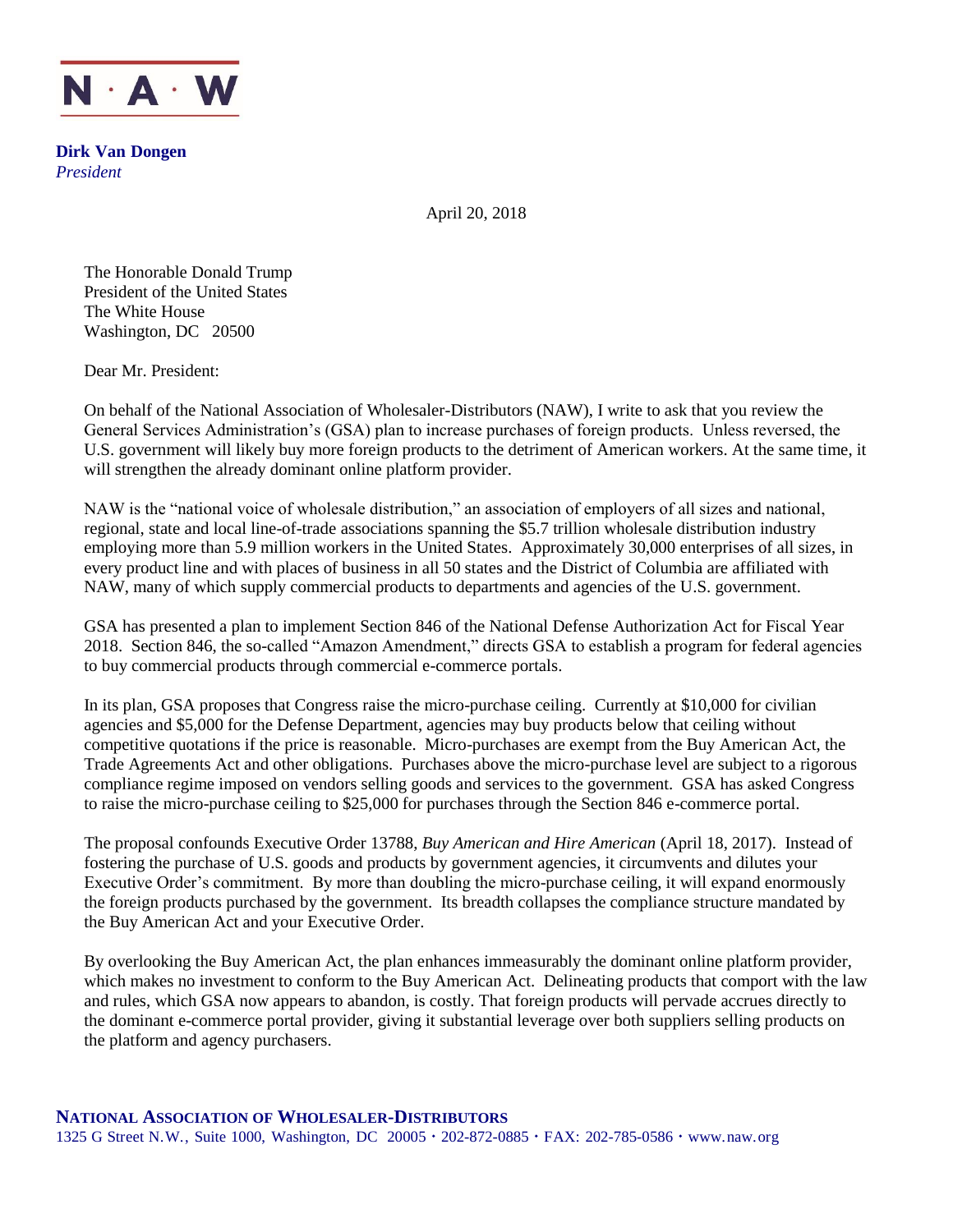N · A · W

**Dirk Van Dongen**
*President*

April 20, 2018

The Honorable Donald Trump
President of the United States
The White House
Washington, DC 20500

Dear Mr. President:

On behalf of the National Association of Wholesaler-Distributors (NAW), I write to ask that you review the General Services Administration's (GSA) plan to increase purchases of foreign products. Unless reversed, the U.S. government will likely buy more foreign products to the detriment of American workers. At the same time, it will strengthen the already dominant online platform provider.

NAW is the "national voice of wholesale distribution," an association of employers of all sizes and national, regional, state and local line-of-trade associations spanning the $5.7 trillion wholesale distribution industry employing more than 5.9 million workers in the United States. Approximately 30,000 enterprises of all sizes, in every product line and with places of business in all 50 states and the District of Columbia are affiliated with NAW, many of which supply commercial products to departments and agencies of the U.S. government.

GSA has presented a plan to implement Section 846 of the National Defense Authorization Act for Fiscal Year 2018. Section 846, the so-called "Amazon Amendment," directs GSA to establish a program for federal agencies to buy commercial products through commercial e-commerce portals.

In its plan, GSA proposes that Congress raise the micro-purchase ceiling. Currently at $10,000 for civilian agencies and $5,000 for the Defense Department, agencies may buy products below that ceiling without competitive quotations if the price is reasonable. Micro-purchases are exempt from the Buy American Act, the Trade Agreements Act and other obligations. Purchases above the micro-purchase level are subject to a rigorous compliance regime imposed on vendors selling goods and services to the government. GSA has asked Congress to raise the micro-purchase ceiling to $25,000 for purchases through the Section 846 e-commerce portal.

The proposal confounds Executive Order 13788, *Buy American and Hire American* (April 18, 2017). Instead of fostering the purchase of U.S. goods and products by government agencies, it circumvents and dilutes your Executive Order's commitment. By more than doubling the micro-purchase ceiling, it will expand enormously the foreign products purchased by the government. Its breadth collapses the compliance structure mandated by the Buy American Act and your Executive Order.

By overlooking the Buy American Act, the plan enhances immeasurably the dominant online platform provider, which makes no investment to conform to the Buy American Act. Delineating products that comport with the law and rules, which GSA now appears to abandon, is costly. That foreign products will pervade accrues directly to the dominant e-commerce portal provider, giving it substantial leverage over both suppliers selling products on the platform and agency purchasers.

**NATIONAL ASSOCIATION OF WHOLESALER-DISTRIBUTORS**
1325 G Street N.W., Suite 1000, Washington, DC 20005 · 202-872-0885 · FAX: 202-785-0586 · www.naw.org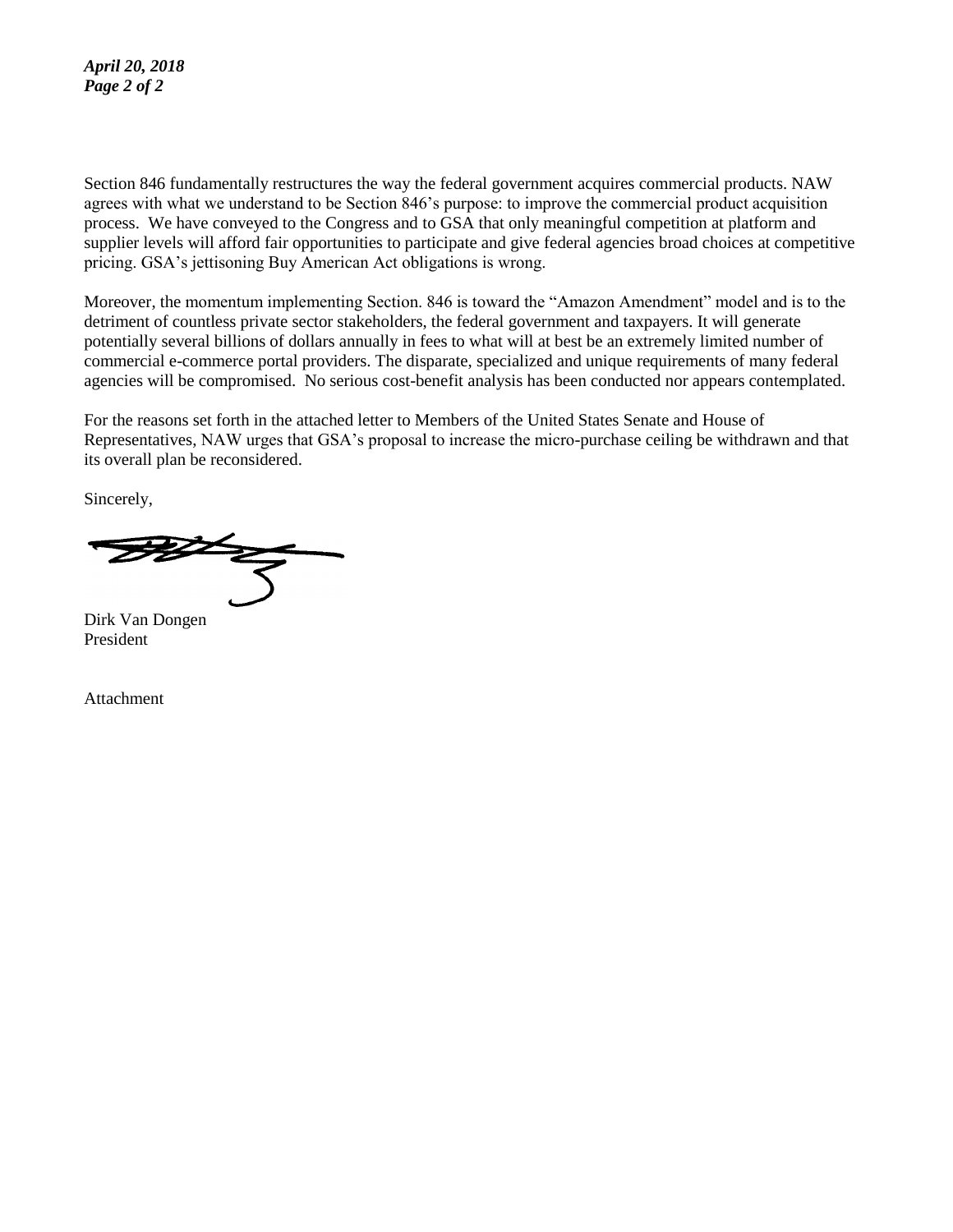Section 846 fundamentally restructures the way the federal government acquires commercial products. NAW agrees with what we understand to be Section 846's purpose: to improve the commercial product acquisition process. We have conveyed to the Congress and to GSA that only meaningful competition at platform and supplier levels will afford fair opportunities to participate and give federal agencies broad choices at competitive pricing. GSA's jettisoning Buy American Act obligations is wrong.

Moreover, the momentum implementing Section. 846 is toward the "Amazon Amendment" model and is to the detriment of countless private sector stakeholders, the federal government and taxpayers. It will generate potentially several billions of dollars annually in fees to what will at best be an extremely limited number of commercial e-commerce portal providers. The disparate, specialized and unique requirements of many federal agencies will be compromised. No serious cost-benefit analysis has been conducted nor appears contemplated.

For the reasons set forth in the attached letter to Members of the United States Senate and House of Representatives, NAW urges that GSA's proposal to increase the micro-purchase ceiling be withdrawn and that its overall plan be reconsidered.

Sincerely,

Dirk Van Dongen
President

Attachment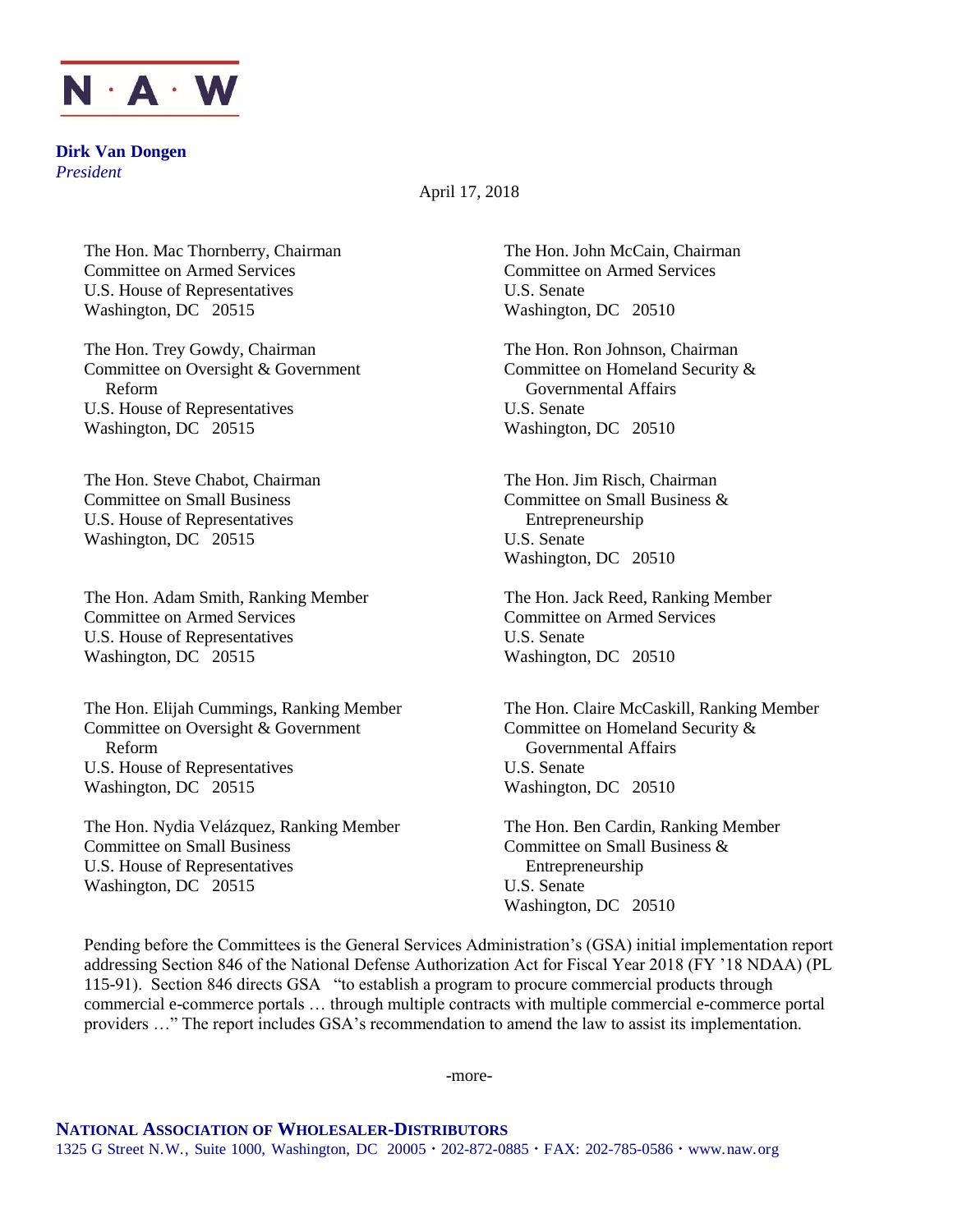N · A · W

**Dirk Van Dongen**
*President*

April 17, 2018

The Hon. Mac Thornberry, Chairman
Committee on Armed Services
U.S. House of Representatives
Washington, DC 20515

The Hon. Trey Gowdy, Chairman
Committee on Oversight & Government Reform
U.S. House of Representatives
Washington, DC 20515

The Hon. Steve Chabot, Chairman
Committee on Small Business
U.S. House of Representatives
Washington, DC 20515

The Hon. Adam Smith, Ranking Member
Committee on Armed Services
U.S. House of Representatives
Washington, DC 20515

The Hon. Elijah Cummings, Ranking Member
Committee on Oversight & Government Reform
U.S. House of Representatives
Washington, DC 20515

The Hon. Nydia Velázquez, Ranking Member
Committee on Small Business
U.S. House of Representatives
Washington, DC 20515

The Hon. John McCain, Chairman
Committee on Armed Services
U.S. Senate
Washington, DC 20510

The Hon. Ron Johnson, Chairman
Committee on Homeland Security & Governmental Affairs
U.S. Senate
Washington, DC 20510

The Hon. Jim Risch, Chairman
Committee on Small Business & Entrepreneurship
U.S. Senate
Washington, DC 20510

The Hon. Jack Reed, Ranking Member
Committee on Armed Services
U.S. Senate
Washington, DC 20510

The Hon. Claire McCaskill, Ranking Member
Committee on Homeland Security & Governmental Affairs
U.S. Senate
Washington, DC 20510

The Hon. Ben Cardin, Ranking Member
Committee on Small Business & Entrepreneurship
U.S. Senate
Washington, DC 20510

Pending before the Committees is the General Services Administration's (GSA) initial implementation report addressing Section 846 of the National Defense Authorization Act for Fiscal Year 2018 (FY '18 NDAA) (PL 115-91). Section 846 directs GSA "to establish a program to procure commercial products through commercial e-commerce portals … through multiple contracts with multiple commercial e-commerce portal providers …" The report includes GSA's recommendation to amend the law to assist its implementation.

-more-

**NATIONAL ASSOCIATION OF WHOLESALER-DISTRIBUTORS**
1325 G Street N.W., Suite 1000, Washington, DC 20005 · 202-872-0885 · FAX: 202-785-0586 · www.naw.org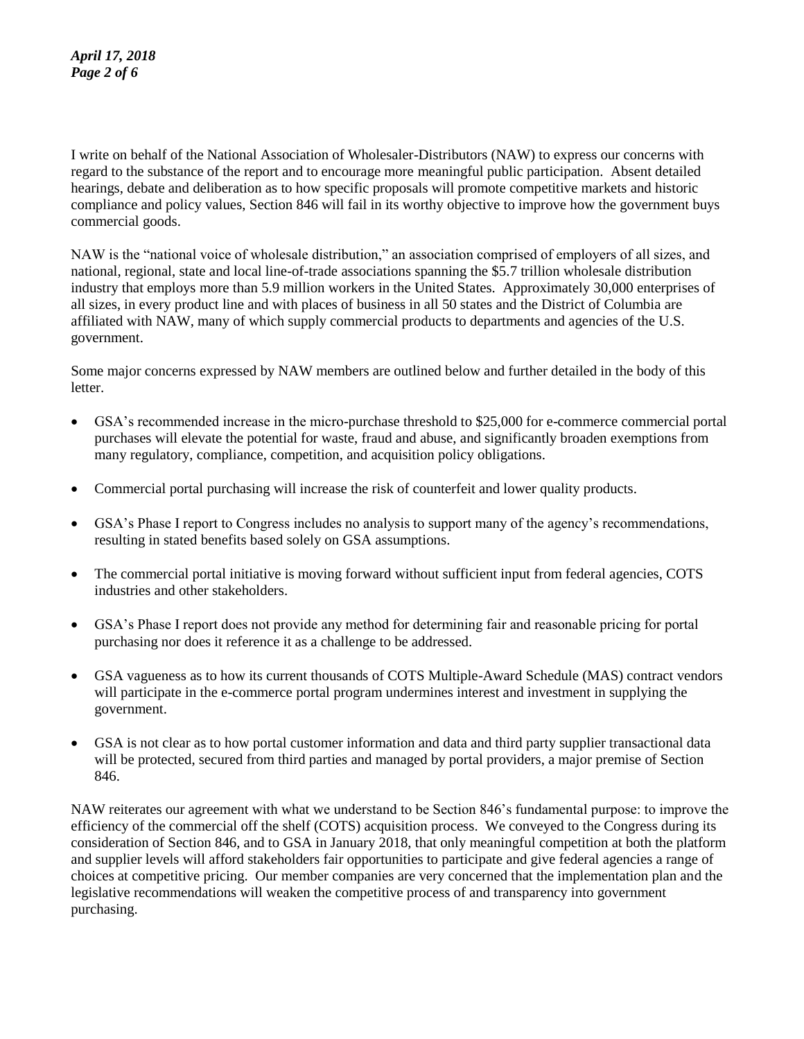I write on behalf of the National Association of Wholesaler-Distributors (NAW) to express our concerns with regard to the substance of the report and to encourage more meaningful public participation. Absent detailed hearings, debate and deliberation as to how specific proposals will promote competitive markets and historic compliance and policy values, Section 846 will fail in its worthy objective to improve how the government buys commercial goods.

NAW is the "national voice of wholesale distribution," an association comprised of employers of all sizes, and national, regional, state and local line-of-trade associations spanning the $5.7 trillion wholesale distribution industry that employs more than 5.9 million workers in the United States. Approximately 30,000 enterprises of all sizes, in every product line and with places of business in all 50 states and the District of Columbia are affiliated with NAW, many of which supply commercial products to departments and agencies of the U.S. government.

Some major concerns expressed by NAW members are outlined below and further detailed in the body of this letter.

- GSA's recommended increase in the micro-purchase threshold to $25,000 for e-commerce commercial portal purchases will elevate the potential for waste, fraud and abuse, and significantly broaden exemptions from many regulatory, compliance, competition, and acquisition policy obligations.
- Commercial portal purchasing will increase the risk of counterfeit and lower quality products.
- GSA's Phase I report to Congress includes no analysis to support many of the agency's recommendations, resulting in stated benefits based solely on GSA assumptions.
- The commercial portal initiative is moving forward without sufficient input from federal agencies, COTS industries and other stakeholders.
- GSA's Phase I report does not provide any method for determining fair and reasonable pricing for portal purchasing nor does it reference it as a challenge to be addressed.
- GSA vagueness as to how its current thousands of COTS Multiple-Award Schedule (MAS) contract vendors will participate in the e-commerce portal program undermines interest and investment in supplying the government.
- GSA is not clear as to how portal customer information and data and third party supplier transactional data will be protected, secured from third parties and managed by portal providers, a major premise of Section 846.

NAW reiterates our agreement with what we understand to be Section 846's fundamental purpose: to improve the efficiency of the commercial off the shelf (COTS) acquisition process. We conveyed to the Congress during its consideration of Section 846, and to GSA in January 2018, that only meaningful competition at both the platform and supplier levels will afford stakeholders fair opportunities to participate and give federal agencies a range of choices at competitive pricing. Our member companies are very concerned that the implementation plan and the legislative recommendations will weaken the competitive process of and transparency into government purchasing.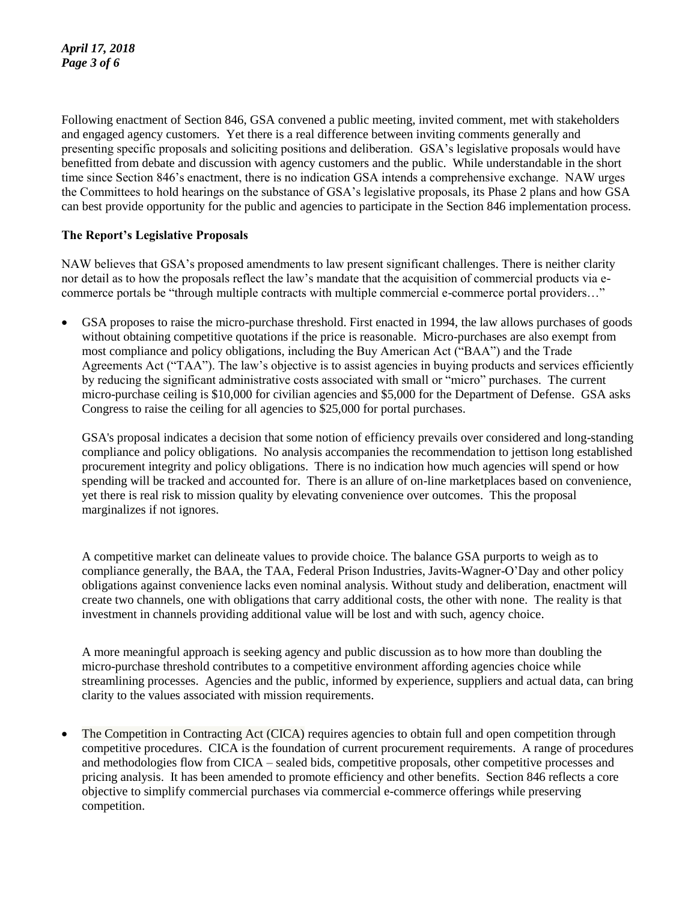Following enactment of Section 846, GSA convened a public meeting, invited comment, met with stakeholders and engaged agency customers. Yet there is a real difference between inviting comments generally and presenting specific proposals and soliciting positions and deliberation. GSA's legislative proposals would have benefitted from debate and discussion with agency customers and the public. While understandable in the short time since Section 846's enactment, there is no indication GSA intends a comprehensive exchange. NAW urges the Committees to hold hearings on the substance of GSA's legislative proposals, its Phase 2 plans and how GSA can best provide opportunity for the public and agencies to participate in the Section 846 implementation process.

**The Report's Legislative Proposals**

NAW believes that GSA's proposed amendments to law present significant challenges. There is neither clarity nor detail as to how the proposals reflect the law's mandate that the acquisition of commercial products via e-commerce portals be "through multiple contracts with multiple commercial e-commerce portal providers…"

- GSA proposes to raise the micro-purchase threshold. First enacted in 1994, the law allows purchases of goods without obtaining competitive quotations if the price is reasonable. Micro-purchases are also exempt from most compliance and policy obligations, including the Buy American Act ("BAA") and the Trade Agreements Act ("TAA"). The law's objective is to assist agencies in buying products and services efficiently by reducing the significant administrative costs associated with small or "micro" purchases. The current micro-purchase ceiling is $10,000 for civilian agencies and $5,000 for the Department of Defense. GSA asks Congress to raise the ceiling for all agencies to $25,000 for portal purchases.

  GSA's proposal indicates a decision that some notion of efficiency prevails over considered and long-standing compliance and policy obligations. No analysis accompanies the recommendation to jettison long established procurement integrity and policy obligations. There is no indication how much agencies will spend or how spending will be tracked and accounted for. There is an allure of on-line marketplaces based on convenience, yet there is real risk to mission quality by elevating convenience over outcomes. This the proposal marginalizes if not ignores.

  A competitive market can delineate values to provide choice. The balance GSA purports to weigh as to compliance generally, the BAA, the TAA, Federal Prison Industries, Javits-Wagner-O'Day and other policy obligations against convenience lacks even nominal analysis. Without study and deliberation, enactment will create two channels, one with obligations that carry additional costs, the other with none. The reality is that investment in channels providing additional value will be lost and with such, agency choice.

  A more meaningful approach is seeking agency and public discussion as to how more than doubling the micro-purchase threshold contributes to a competitive environment affording agencies choice while streamlining processes. Agencies and the public, informed by experience, suppliers and actual data, can bring clarity to the values associated with mission requirements.

- The Competition in Contracting Act (CICA) requires agencies to obtain full and open competition through competitive procedures. CICA is the foundation of current procurement requirements. A range of procedures and methodologies flow from CICA – sealed bids, competitive proposals, other competitive processes and pricing analysis. It has been amended to promote efficiency and other benefits. Section 846 reflects a core objective to simplify commercial purchases via commercial e-commerce offerings while preserving competition.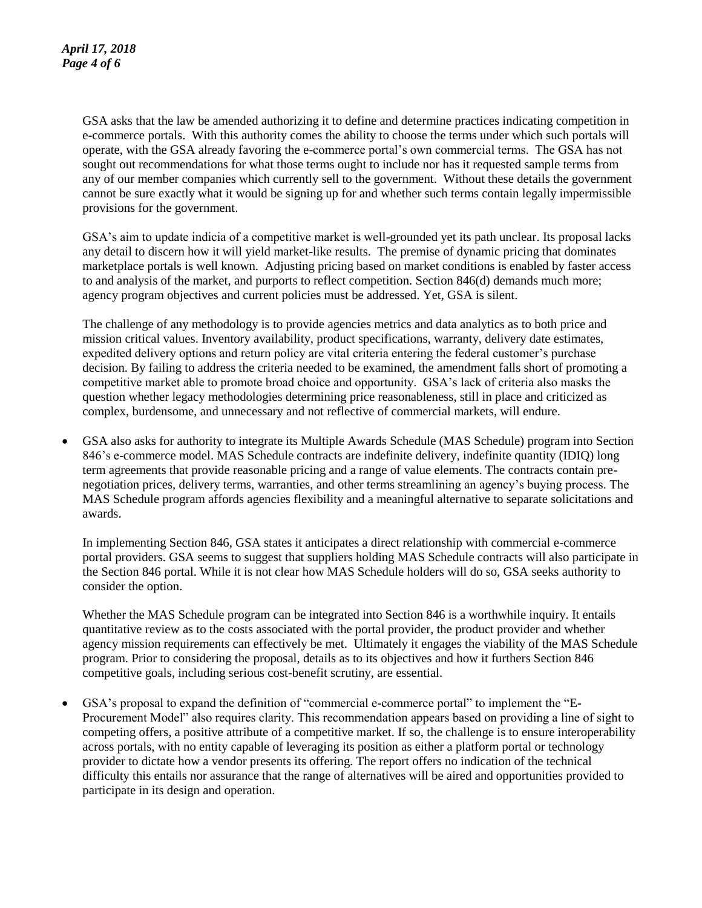GSA asks that the law be amended authorizing it to define and determine practices indicating competition in e-commerce portals. With this authority comes the ability to choose the terms under which such portals will operate, with the GSA already favoring the e-commerce portal's own commercial terms. The GSA has not sought out recommendations for what those terms ought to include nor has it requested sample terms from any of our member companies which currently sell to the government. Without these details the government cannot be sure exactly what it would be signing up for and whether such terms contain legally impermissible provisions for the government.

GSA's aim to update indicia of a competitive market is well-grounded yet its path unclear. Its proposal lacks any detail to discern how it will yield market-like results. The premise of dynamic pricing that dominates marketplace portals is well known. Adjusting pricing based on market conditions is enabled by faster access to and analysis of the market, and purports to reflect competition. Section 846(d) demands much more; agency program objectives and current policies must be addressed. Yet, GSA is silent.

The challenge of any methodology is to provide agencies metrics and data analytics as to both price and mission critical values. Inventory availability, product specifications, warranty, delivery date estimates, expedited delivery options and return policy are vital criteria entering the federal customer's purchase decision. By failing to address the criteria needed to be examined, the amendment falls short of promoting a competitive market able to promote broad choice and opportunity. GSA's lack of criteria also masks the question whether legacy methodologies determining price reasonableness, still in place and criticized as complex, burdensome, and unnecessary and not reflective of commercial markets, will endure.

- GSA also asks for authority to integrate its Multiple Awards Schedule (MAS Schedule) program into Section 846's e-commerce model. MAS Schedule contracts are indefinite delivery, indefinite quantity (IDIQ) long term agreements that provide reasonable pricing and a range of value elements. The contracts contain pre-negotiation prices, delivery terms, warranties, and other terms streamlining an agency's buying process. The MAS Schedule program affords agencies flexibility and a meaningful alternative to separate solicitations and awards.

  In implementing Section 846, GSA states it anticipates a direct relationship with commercial e-commerce portal providers. GSA seems to suggest that suppliers holding MAS Schedule contracts will also participate in the Section 846 portal. While it is not clear how MAS Schedule holders will do so, GSA seeks authority to consider the option.

  Whether the MAS Schedule program can be integrated into Section 846 is a worthwhile inquiry. It entails quantitative review as to the costs associated with the portal provider, the product provider and whether agency mission requirements can effectively be met. Ultimately it engages the viability of the MAS Schedule program. Prior to considering the proposal, details as to its objectives and how it furthers Section 846 competitive goals, including serious cost-benefit scrutiny, are essential.

- GSA's proposal to expand the definition of "commercial e-commerce portal" to implement the "E-Procurement Model" also requires clarity. This recommendation appears based on providing a line of sight to competing offers, a positive attribute of a competitive market. If so, the challenge is to ensure interoperability across portals, with no entity capable of leveraging its position as either a platform portal or technology provider to dictate how a vendor presents its offering. The report offers no indication of the technical difficulty this entails nor assurance that the range of alternatives will be aired and opportunities provided to participate in its design and operation.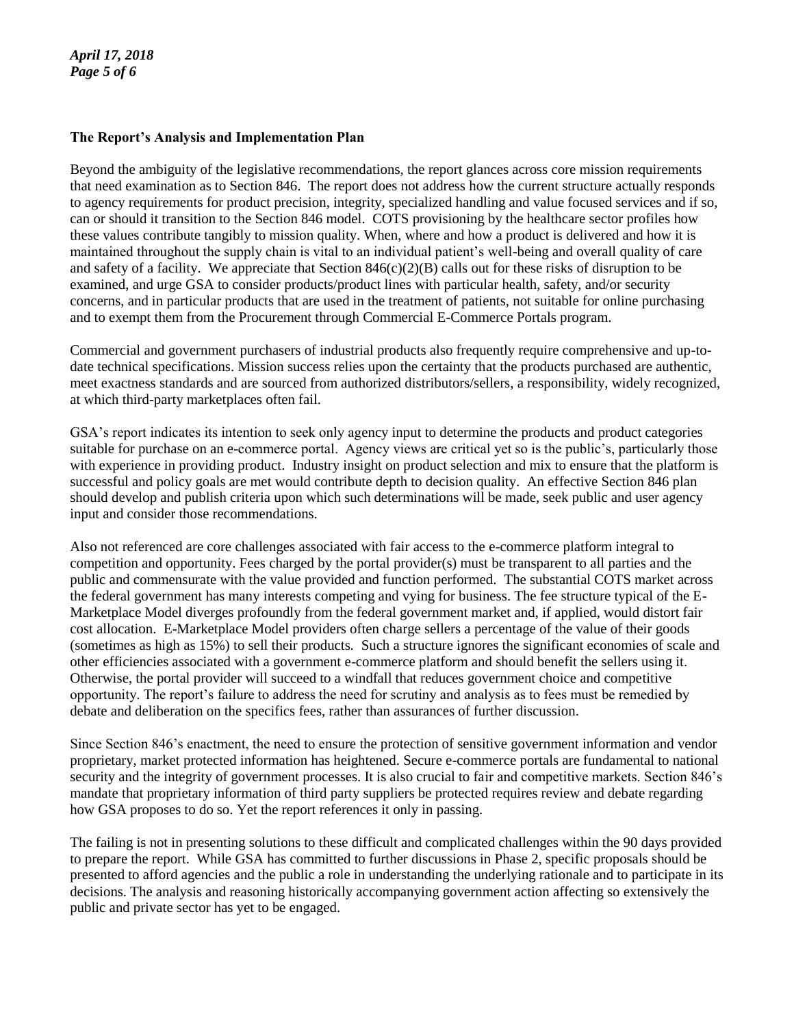### The Report's Analysis and Implementation Plan

Beyond the ambiguity of the legislative recommendations, the report glances across core mission requirements that need examination as to Section 846. The report does not address how the current structure actually responds to agency requirements for product precision, integrity, specialized handling and value focused services and if so, can or should it transition to the Section 846 model. COTS provisioning by the healthcare sector profiles how these values contribute tangibly to mission quality. When, where and how a product is delivered and how it is maintained throughout the supply chain is vital to an individual patient's well-being and overall quality of care and safety of a facility. We appreciate that Section 846(c)(2)(B) calls out for these risks of disruption to be examined, and urge GSA to consider products/product lines with particular health, safety, and/or security concerns, and in particular products that are used in the treatment of patients, not suitable for online purchasing and to exempt them from the Procurement through Commercial E-Commerce Portals program.

Commercial and government purchasers of industrial products also frequently require comprehensive and up-to-date technical specifications. Mission success relies upon the certainty that the products purchased are authentic, meet exactness standards and are sourced from authorized distributors/sellers, a responsibility, widely recognized, at which third-party marketplaces often fail.

GSA's report indicates its intention to seek only agency input to determine the products and product categories suitable for purchase on an e-commerce portal. Agency views are critical yet so is the public's, particularly those with experience in providing product. Industry insight on product selection and mix to ensure that the platform is successful and policy goals are met would contribute depth to decision quality. An effective Section 846 plan should develop and publish criteria upon which such determinations will be made, seek public and user agency input and consider those recommendations.

Also not referenced are core challenges associated with fair access to the e-commerce platform integral to competition and opportunity. Fees charged by the portal provider(s) must be transparent to all parties and the public and commensurate with the value provided and function performed. The substantial COTS market across the federal government has many interests competing and vying for business. The fee structure typical of the E-Marketplace Model diverges profoundly from the federal government market and, if applied, would distort fair cost allocation. E-Marketplace Model providers often charge sellers a percentage of the value of their goods (sometimes as high as 15%) to sell their products. Such a structure ignores the significant economies of scale and other efficiencies associated with a government e-commerce platform and should benefit the sellers using it. Otherwise, the portal provider will succeed to a windfall that reduces government choice and competitive opportunity. The report's failure to address the need for scrutiny and analysis as to fees must be remedied by debate and deliberation on the specifics fees, rather than assurances of further discussion.

Since Section 846's enactment, the need to ensure the protection of sensitive government information and vendor proprietary, market protected information has heightened. Secure e-commerce portals are fundamental to national security and the integrity of government processes. It is also crucial to fair and competitive markets. Section 846's mandate that proprietary information of third party suppliers be protected requires review and debate regarding how GSA proposes to do so. Yet the report references it only in passing.

The failing is not in presenting solutions to these difficult and complicated challenges within the 90 days provided to prepare the report. While GSA has committed to further discussions in Phase 2, specific proposals should be presented to afford agencies and the public a role in understanding the underlying rationale and to participate in its decisions. The analysis and reasoning historically accompanying government action affecting so extensively the public and private sector has yet to be engaged.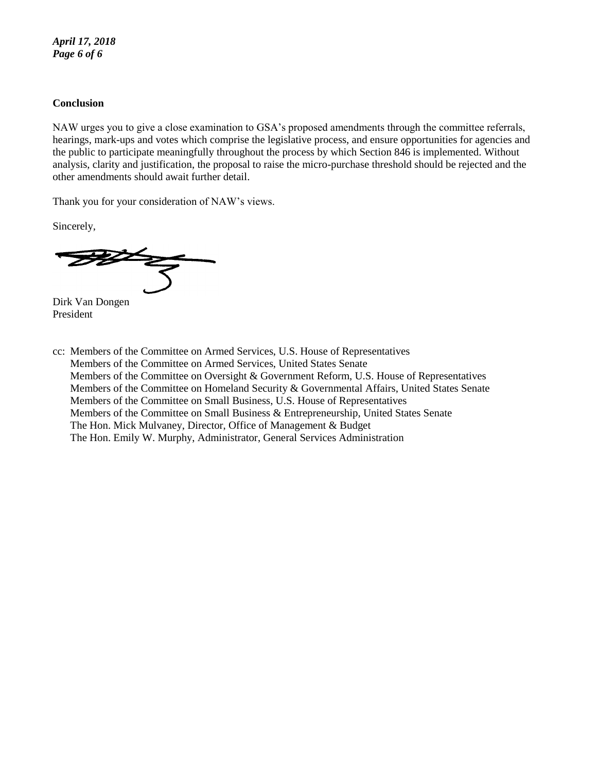## Conclusion

NAW urges you to give a close examination to GSA's proposed amendments through the committee referrals, hearings, mark-ups and votes which comprise the legislative process, and ensure opportunities for agencies and the public to participate meaningfully throughout the process by which Section 846 is implemented. Without analysis, clarity and justification, the proposal to raise the micro-purchase threshold should be rejected and the other amendments should await further detail.

Thank you for your consideration of NAW's views.

Sincerely,

Dirk Van Dongen
President

cc: Members of the Committee on Armed Services, U.S. House of Representatives
Members of the Committee on Armed Services, United States Senate
Members of the Committee on Oversight & Government Reform, U.S. House of Representatives
Members of the Committee on Homeland Security & Governmental Affairs, United States Senate
Members of the Committee on Small Business, U.S. House of Representatives
Members of the Committee on Small Business & Entrepreneurship, United States Senate
The Hon. Mick Mulvaney, Director, Office of Management & Budget
The Hon. Emily W. Murphy, Administrator, General Services Administration